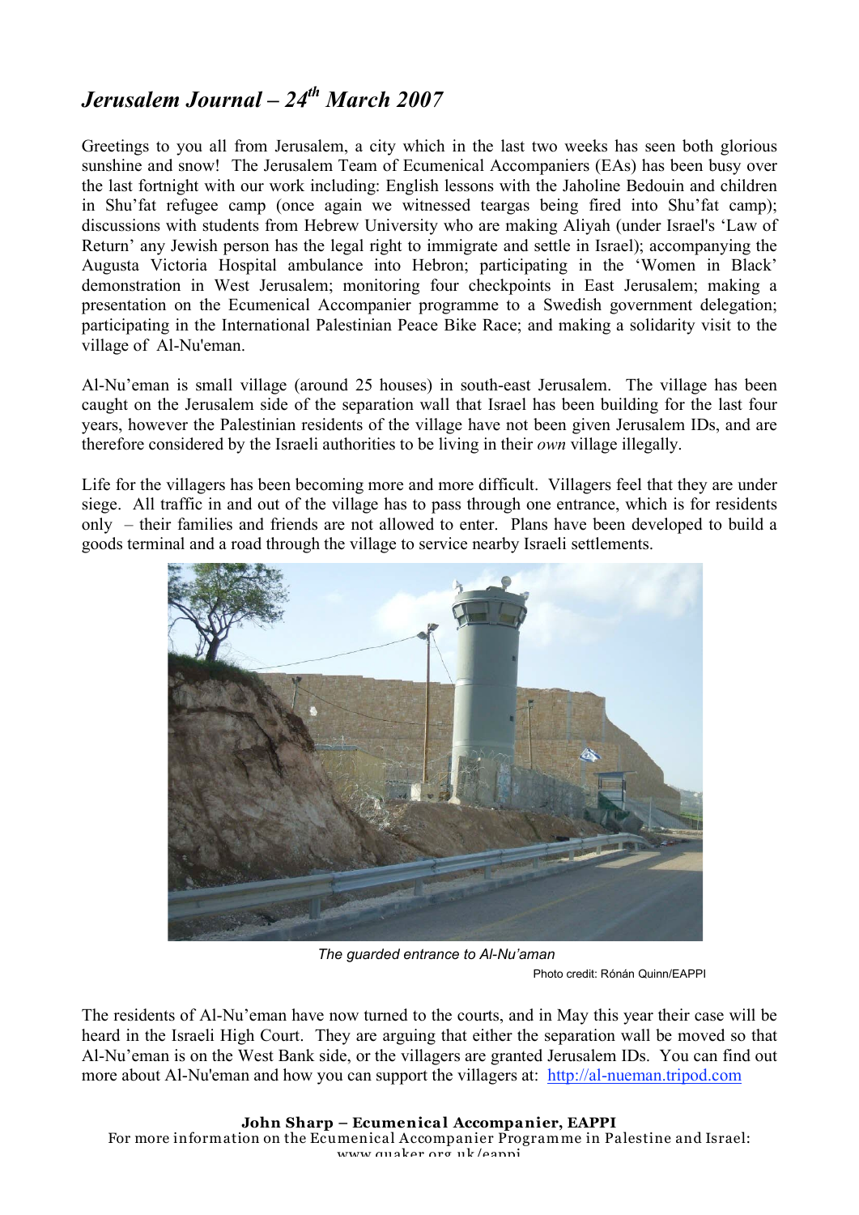# *Jerusalem Journal – 24th March 2007*

Greetings to you all from Jerusalem, a city which in the last two weeks has seen both glorious sunshine and snow! The Jerusalem Team of Ecumenical Accompaniers (EAs) has been busy over the last fortnight with our work including: English lessons with the Jaholine Bedouin and children in Shu'fat refugee camp (once again we witnessed teargas being fired into Shu'fat camp); discussions with students from Hebrew University who are making Aliyah (under Israel's 'Law of Return' any Jewish person has the legal right to immigrate and settle in Israel); accompanying the Augusta Victoria Hospital ambulance into Hebron; participating in the 'Women in Black' demonstration in West Jerusalem; monitoring four checkpoints in East Jerusalem; making a presentation on the Ecumenical Accompanier programme to a Swedish government delegation; participating in the International Palestinian Peace Bike Race; and making a solidarity visit to the village of Al-Nu'eman.

Al-Nu'eman is small village (around 25 houses) in south-east Jerusalem. The village has been caught on the Jerusalem side of the separation wall that Israel has been building for the last four years, however the Palestinian residents of the village have not been given Jerusalem IDs, and are therefore considered by the Israeli authorities to be living in their *own* village illegally.

Life for the villagers has been becoming more and more difficult. Villagers feel that they are under siege. All traffic in and out of the village has to pass through one entrance, which is for residents only – their families and friends are not allowed to enter. Plans have been developed to build a goods terminal and a road through the village to service nearby Israeli settlements.

*The guarded entrance to Al-Nu'aman*

Photo credit: Rónán Quinn/EAPPI

The residents of Al-Nu'eman have now turned to the courts, and in May this year their case will be heard in the Israeli High Court. They are arguing that either the separation wall be moved so that Al-Nu'eman is on the West Bank side, or the villagers are granted Jerusalem IDs. You can find out more about Al-Nu'eman and how you can support the villagers at: [http://al-nueman.tripod.com](http://al-nueman.tripod.com)

**John Sharp – Ecumenical Accompanier, EAPPI**

For more information on the Ecumenical Accompanier Programme in Palestine and Israel: www.quaker.org.uk/eappi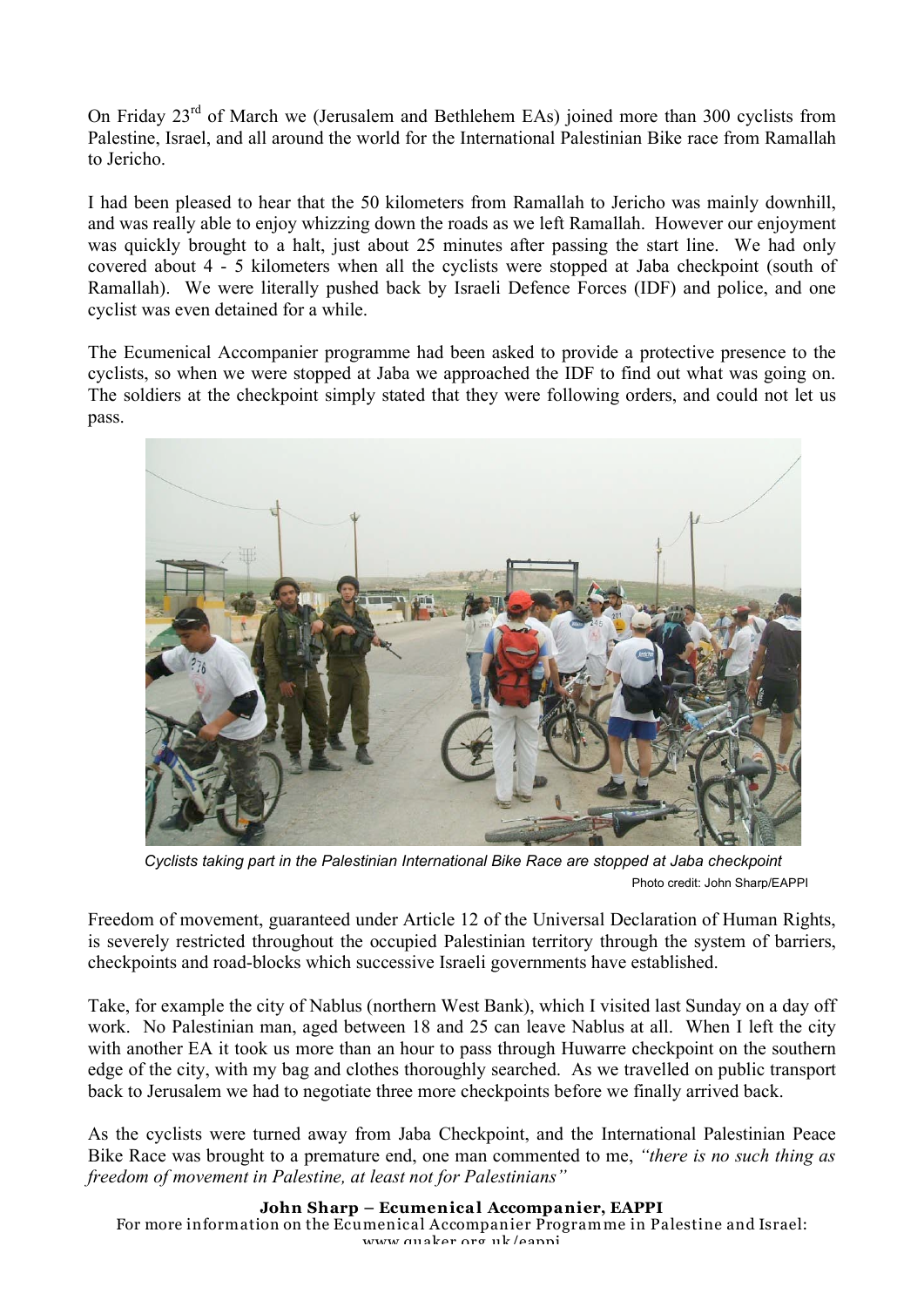On Friday 23rd of March we (Jerusalem and Bethlehem EAs) joined more than 300 cyclists from Palestine, Israel, and all around the world for the International Palestinian Bike race from Ramallah to Jericho.

I had been pleased to hear that the 50 kilometers from Ramallah to Jericho was mainly downhill, and was really able to enjoy whizzing down the roads as we left Ramallah. However our enjoyment was quickly brought to a halt, just about 25 minutes after passing the start line. We had only covered about 4 - 5 kilometers when all the cyclists were stopped at Jaba checkpoint (south of Ramallah). We were literally pushed back by Israeli Defence Forces (IDF) and police, and one cyclist was even detained for a while.

The Ecumenical Accompanier programme had been asked to provide a protective presence to the cyclists, so when we were stopped at Jaba we approached the IDF to find out what was going on. The soldiers at the checkpoint simply stated that they were following orders, and could not let us pass.

*Cyclists taking part in the Palestinian International Bike Race are stopped at Jaba checkpoint*

Photo credit: John Sharp/EAPPI

Freedom of movement, guaranteed under Article 12 of the Universal Declaration of Human Rights, is severely restricted throughout the occupied Palestinian territory through the system of barriers, checkpoints and road-blocks which successive Israeli governments have established.

Take, for example the city of Nablus (northern West Bank), which I visited last Sunday on a day off work. No Palestinian man, aged between 18 and 25 can leave Nablus at all. When I left the city with another EA it took us more than an hour to pass through Huwarre checkpoint on the southern edge of the city, with my bag and clothes thoroughly searched. As we travelled on public transport back to Jerusalem we had to negotiate three more checkpoints before we finally arrived back.

As the cyclists were turned away from Jaba Checkpoint, and the International Palestinian Peace Bike Race was brought to a premature end, one man commented to me, *"there is no such thing as freedom of movement in Palestine, at least not for Palestinians"*

**John Sharp – Ecumenical Accompanier, EAPPI**

For more information on the Ecumenical Accompanier Programme in Palestine and Israel: www.quaker.org.uk/eappi